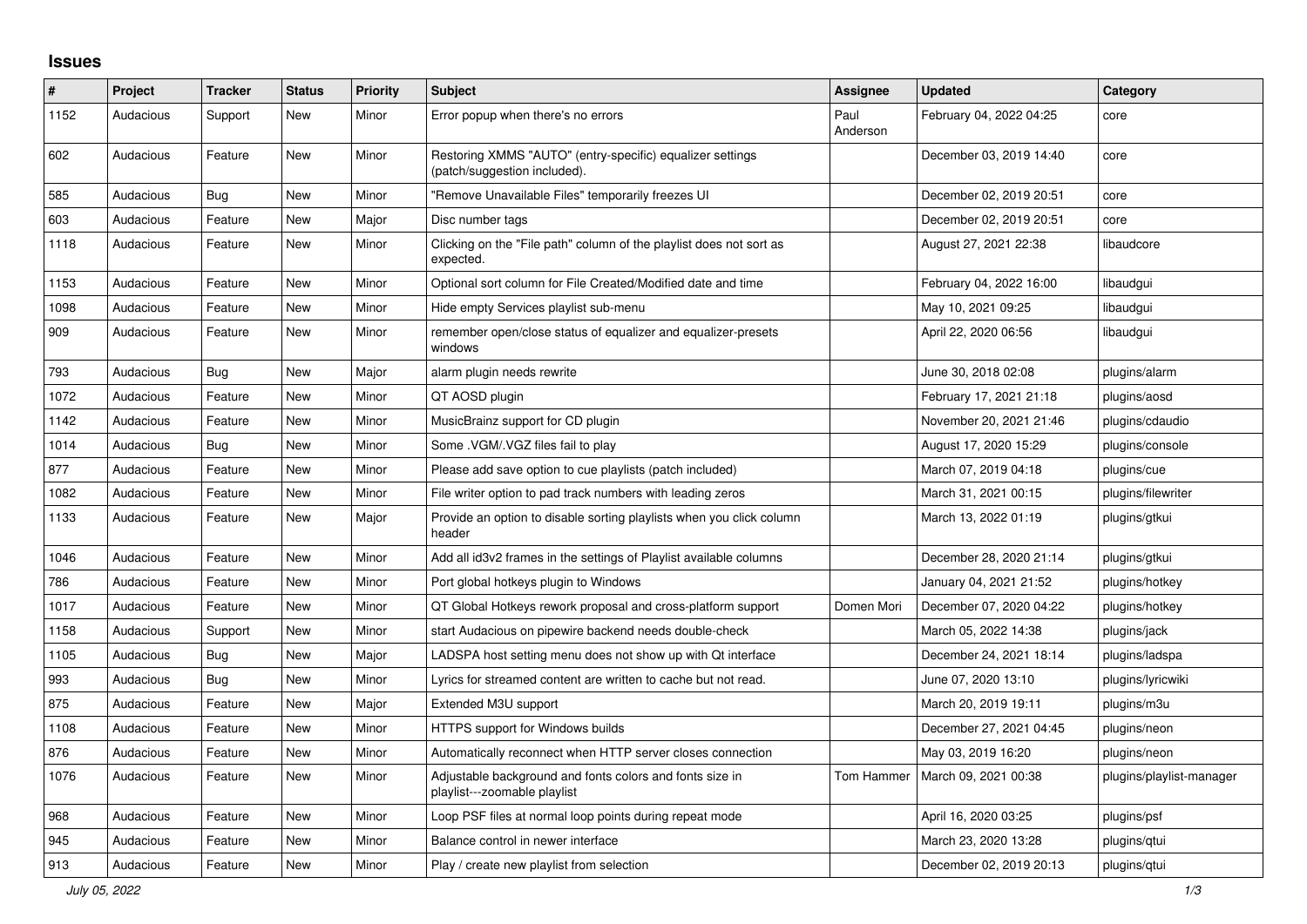# Issues

| # | Project | Tracker | Status | Priority | Subject | Assignee | Updated | Category |
|---|---|---|---|---|---|---|---|---|
| 1152 | Audacious | Support | New | Minor | Error popup when there's no errors | Paul Anderson | February 04, 2022 04:25 | core |
| 602 | Audacious | Feature | New | Minor | Restoring XMMS "AUTO" (entry-specific) equalizer settings (patch/suggestion included). | | December 03, 2019 14:40 | core |
| 585 | Audacious | Bug | New | Minor | "Remove Unavailable Files" temporarily freezes UI | | December 02, 2019 20:51 | core |
| 603 | Audacious | Feature | New | Major | Disc number tags | | December 02, 2019 20:51 | core |
| 1118 | Audacious | Feature | New | Minor | Clicking on the "File path" column of the playlist does not sort as expected. | | August 27, 2021 22:38 | libaudcore |
| 1153 | Audacious | Feature | New | Minor | Optional sort column for File Created/Modified date and time | | February 04, 2022 16:00 | libaudgui |
| 1098 | Audacious | Feature | New | Minor | Hide empty Services playlist sub-menu | | May 10, 2021 09:25 | libaudgui |
| 909 | Audacious | Feature | New | Minor | remember open/close status of equalizer and equalizer-presets windows | | April 22, 2020 06:56 | libaudgui |
| 793 | Audacious | Bug | New | Major | alarm plugin needs rewrite | | June 30, 2018 02:08 | plugins/alarm |
| 1072 | Audacious | Feature | New | Minor | QT AOSD plugin | | February 17, 2021 21:18 | plugins/aosd |
| 1142 | Audacious | Feature | New | Minor | MusicBrainz support for CD plugin | | November 20, 2021 21:46 | plugins/cdaudio |
| 1014 | Audacious | Bug | New | Minor | Some .VGM/.VGZ files fail to play | | August 17, 2020 15:29 | plugins/console |
| 877 | Audacious | Feature | New | Minor | Please add save option to cue playlists (patch included) | | March 07, 2019 04:18 | plugins/cue |
| 1082 | Audacious | Feature | New | Minor | File writer option to pad track numbers with leading zeros | | March 31, 2021 00:15 | plugins/filewriter |
| 1133 | Audacious | Feature | New | Major | Provide an option to disable sorting playlists when you click column header | | March 13, 2022 01:19 | plugins/gtkui |
| 1046 | Audacious | Feature | New | Minor | Add all id3v2 frames in the settings of Playlist available columns | | December 28, 2020 21:14 | plugins/gtkui |
| 786 | Audacious | Feature | New | Minor | Port global hotkeys plugin to Windows | | January 04, 2021 21:52 | plugins/hotkey |
| 1017 | Audacious | Feature | New | Minor | QT Global Hotkeys rework proposal and cross-platform support | Domen Mori | December 07, 2020 04:22 | plugins/hotkey |
| 1158 | Audacious | Support | New | Minor | start Audacious on pipewire backend needs double-check | | March 05, 2022 14:38 | plugins/jack |
| 1105 | Audacious | Bug | New | Major | LADSPA host setting menu does not show up with Qt interface | | December 24, 2021 18:14 | plugins/ladspa |
| 993 | Audacious | Bug | New | Minor | Lyrics for streamed content are written to cache but not read. | | June 07, 2020 13:10 | plugins/lyricwiki |
| 875 | Audacious | Feature | New | Major | Extended M3U support | | March 20, 2019 19:11 | plugins/m3u |
| 1108 | Audacious | Feature | New | Minor | HTTPS support for Windows builds | | December 27, 2021 04:45 | plugins/neon |
| 876 | Audacious | Feature | New | Minor | Automatically reconnect when HTTP server closes connection | | May 03, 2019 16:20 | plugins/neon |
| 1076 | Audacious | Feature | New | Minor | Adjustable background and fonts colors and fonts size in playlist---zoomable playlist | Tom Hammer | March 09, 2021 00:38 | plugins/playlist-manager |
| 968 | Audacious | Feature | New | Minor | Loop PSF files at normal loop points during repeat mode | | April 16, 2020 03:25 | plugins/psf |
| 945 | Audacious | Feature | New | Minor | Balance control in newer interface | | March 23, 2020 13:28 | plugins/qtui |
| 913 | Audacious | Feature | New | Minor | Play / create new playlist from selection | | December 02, 2019 20:13 | plugins/qtui |

*July 05, 2022*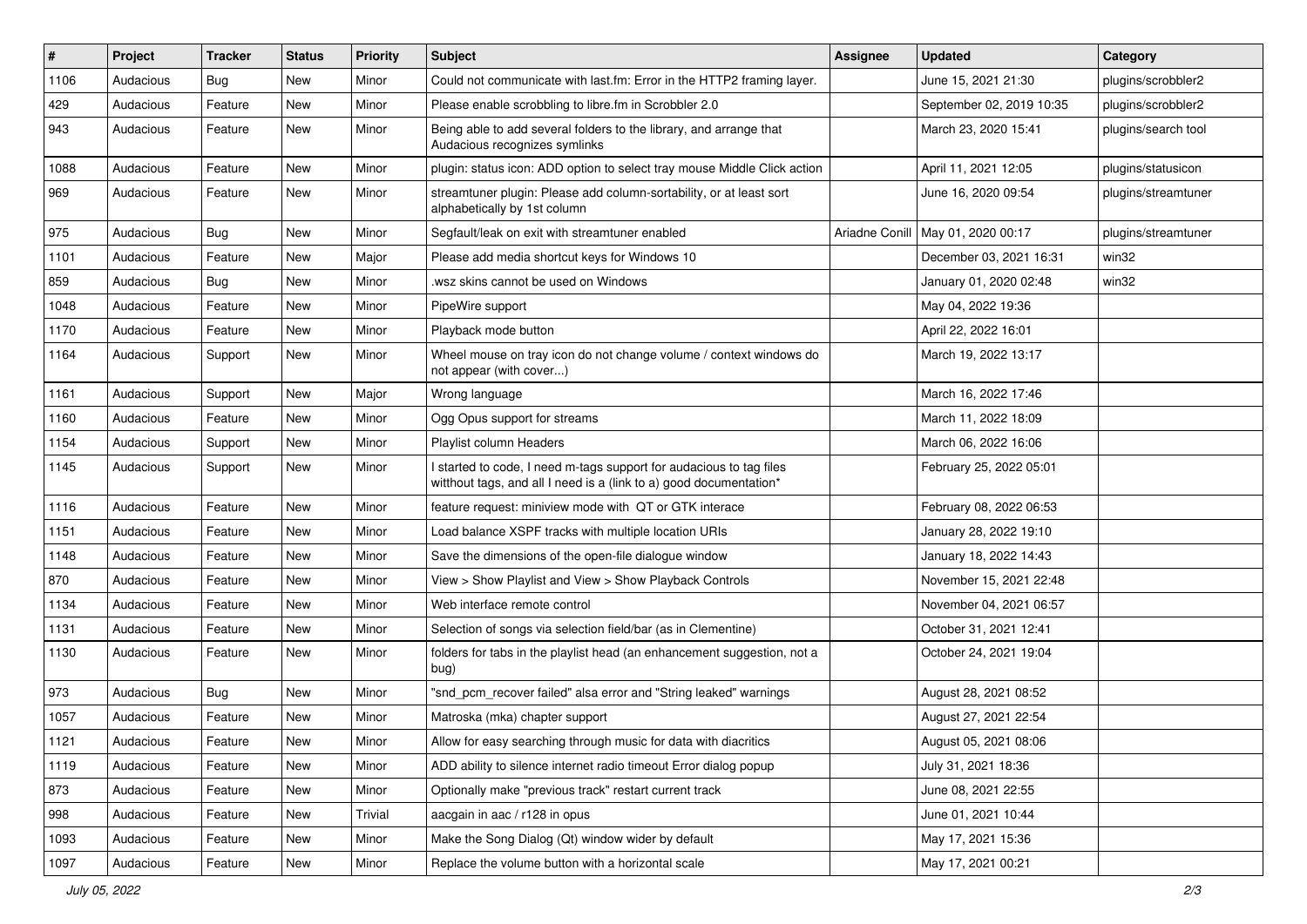| # | Project | Tracker | Status | Priority | Subject | Assignee | Updated | Category |
|---|---|---|---|---|---|---|---|---|
| 1106 | Audacious | Bug | New | Minor | Could not communicate with last.fm: Error in the HTTP2 framing layer. | | June 15, 2021 21:30 | plugins/scrobbler2 |
| 429 | Audacious | Feature | New | Minor | Please enable scrobbling to libre.fm in Scrobbler 2.0 | | September 02, 2019 10:35 | plugins/scrobbler2 |
| 943 | Audacious | Feature | New | Minor | Being able to add several folders to the library, and arrange that Audacious recognizes symlinks | | March 23, 2020 15:41 | plugins/search tool |
| 1088 | Audacious | Feature | New | Minor | plugin: status icon: ADD option to select tray mouse Middle Click action | | April 11, 2021 12:05 | plugins/statusicon |
| 969 | Audacious | Feature | New | Minor | streamtuner plugin: Please add column-sortability, or at least sort alphabetically by 1st column | | June 16, 2020 09:54 | plugins/streamtuner |
| 975 | Audacious | Bug | New | Minor | Segfault/leak on exit with streamtuner enabled | Ariadne Conill | May 01, 2020 00:17 | plugins/streamtuner |
| 1101 | Audacious | Feature | New | Major | Please add media shortcut keys for Windows 10 | | December 03, 2021 16:31 | win32 |
| 859 | Audacious | Bug | New | Minor | .wsz skins cannot be used on Windows | | January 01, 2020 02:48 | win32 |
| 1048 | Audacious | Feature | New | Minor | PipeWire support | | May 04, 2022 19:36 | |
| 1170 | Audacious | Feature | New | Minor | Playback mode button | | April 22, 2022 16:01 | |
| 1164 | Audacious | Support | New | Minor | Wheel mouse on tray icon do not change volume / context windows do not appear (with cover...) | | March 19, 2022 13:17 | |
| 1161 | Audacious | Support | New | Major | Wrong language | | March 16, 2022 17:46 | |
| 1160 | Audacious | Feature | New | Minor | Ogg Opus support for streams | | March 11, 2022 18:09 | |
| 1154 | Audacious | Support | New | Minor | Playlist column Headers | | March 06, 2022 16:06 | |
| 1145 | Audacious | Support | New | Minor | I started to code, I need m-tags support for audacious to tag files witthout tags, and all I need is a (link to a) good documentation* | | February 25, 2022 05:01 | |
| 1116 | Audacious | Feature | New | Minor | feature request: miniview mode with QT or GTK interace | | February 08, 2022 06:53 | |
| 1151 | Audacious | Feature | New | Minor | Load balance XSPF tracks with multiple location URIs | | January 28, 2022 19:10 | |
| 1148 | Audacious | Feature | New | Minor | Save the dimensions of the open-file dialogue window | | January 18, 2022 14:43 | |
| 870 | Audacious | Feature | New | Minor | View > Show Playlist and View > Show Playback Controls | | November 15, 2021 22:48 | |
| 1134 | Audacious | Feature | New | Minor | Web interface remote control | | November 04, 2021 06:57 | |
| 1131 | Audacious | Feature | New | Minor | Selection of songs via selection field/bar (as in Clementine) | | October 31, 2021 12:41 | |
| 1130 | Audacious | Feature | New | Minor | folders for tabs in the playlist head (an enhancement suggestion, not a bug) | | October 24, 2021 19:04 | |
| 973 | Audacious | Bug | New | Minor | "snd_pcm_recover failed" alsa error and "String leaked" warnings | | August 28, 2021 08:52 | |
| 1057 | Audacious | Feature | New | Minor | Matroska (mka) chapter support | | August 27, 2021 22:54 | |
| 1121 | Audacious | Feature | New | Minor | Allow for easy searching through music for data with diacritics | | August 05, 2021 08:06 | |
| 1119 | Audacious | Feature | New | Minor | ADD ability to silence internet radio timeout Error dialog popup | | July 31, 2021 18:36 | |
| 873 | Audacious | Feature | New | Minor | Optionally make "previous track" restart current track | | June 08, 2021 22:55 | |
| 998 | Audacious | Feature | New | Trivial | aacgain in aac / r128 in opus | | June 01, 2021 10:44 | |
| 1093 | Audacious | Feature | New | Minor | Make the Song Dialog (Qt) window wider by default | | May 17, 2021 15:36 | |
| 1097 | Audacious | Feature | New | Minor | Replace the volume button with a horizontal scale | | May 17, 2021 00:21 | |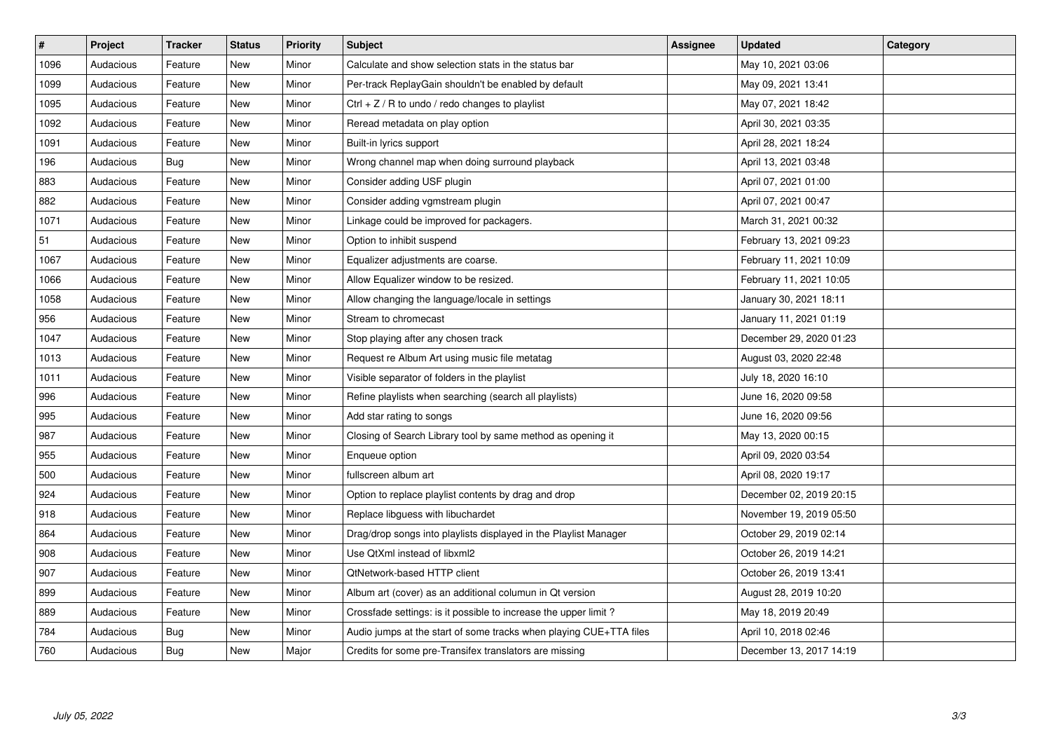| # | Project | Tracker | Status | Priority | Subject | Assignee | Updated | Category |
|---|---|---|---|---|---|---|---|---|
| 1096 | Audacious | Feature | New | Minor | Calculate and show selection stats in the status bar | | May 10, 2021 03:06 | |
| 1099 | Audacious | Feature | New | Minor | Per-track ReplayGain shouldn't be enabled by default | | May 09, 2021 13:41 | |
| 1095 | Audacious | Feature | New | Minor | Ctrl + Z / R to undo / redo changes to playlist | | May 07, 2021 18:42 | |
| 1092 | Audacious | Feature | New | Minor | Reread metadata on play option | | April 30, 2021 03:35 | |
| 1091 | Audacious | Feature | New | Minor | Built-in lyrics support | | April 28, 2021 18:24 | |
| 196 | Audacious | Bug | New | Minor | Wrong channel map when doing surround playback | | April 13, 2021 03:48 | |
| 883 | Audacious | Feature | New | Minor | Consider adding USF plugin | | April 07, 2021 01:00 | |
| 882 | Audacious | Feature | New | Minor | Consider adding vgmstream plugin | | April 07, 2021 00:47 | |
| 1071 | Audacious | Feature | New | Minor | Linkage could be improved for packagers. | | March 31, 2021 00:32 | |
| 51 | Audacious | Feature | New | Minor | Option to inhibit suspend | | February 13, 2021 09:23 | |
| 1067 | Audacious | Feature | New | Minor | Equalizer adjustments are coarse. | | February 11, 2021 10:09 | |
| 1066 | Audacious | Feature | New | Minor | Allow Equalizer window to be resized. | | February 11, 2021 10:05 | |
| 1058 | Audacious | Feature | New | Minor | Allow changing the language/locale in settings | | January 30, 2021 18:11 | |
| 956 | Audacious | Feature | New | Minor | Stream to chromecast | | January 11, 2021 01:19 | |
| 1047 | Audacious | Feature | New | Minor | Stop playing after any chosen track | | December 29, 2020 01:23 | |
| 1013 | Audacious | Feature | New | Minor | Request re Album Art using music file metatag | | August 03, 2020 22:48 | |
| 1011 | Audacious | Feature | New | Minor | Visible separator of folders in the playlist | | July 18, 2020 16:10 | |
| 996 | Audacious | Feature | New | Minor | Refine playlists when searching (search all playlists) | | June 16, 2020 09:58 | |
| 995 | Audacious | Feature | New | Minor | Add star rating to songs | | June 16, 2020 09:56 | |
| 987 | Audacious | Feature | New | Minor | Closing of Search Library tool by same method as opening it | | May 13, 2020 00:15 | |
| 955 | Audacious | Feature | New | Minor | Enqueue option | | April 09, 2020 03:54 | |
| 500 | Audacious | Feature | New | Minor | fullscreen album art | | April 08, 2020 19:17 | |
| 924 | Audacious | Feature | New | Minor | Option to replace playlist contents by drag and drop | | December 02, 2019 20:15 | |
| 918 | Audacious | Feature | New | Minor | Replace libguess with libuchardet | | November 19, 2019 05:50 | |
| 864 | Audacious | Feature | New | Minor | Drag/drop songs into playlists displayed in the Playlist Manager | | October 29, 2019 02:14 | |
| 908 | Audacious | Feature | New | Minor | Use QtXml instead of libxml2 | | October 26, 2019 14:21 | |
| 907 | Audacious | Feature | New | Minor | QtNetwork-based HTTP client | | October 26, 2019 13:41 | |
| 899 | Audacious | Feature | New | Minor | Album art (cover) as an additional columun in Qt version | | August 28, 2019 10:20 | |
| 889 | Audacious | Feature | New | Minor | Crossfade settings: is it possible to increase the upper limit ? | | May 18, 2019 20:49 | |
| 784 | Audacious | Bug | New | Minor | Audio jumps at the start of some tracks when playing CUE+TTA files | | April 10, 2018 02:46 | |
| 760 | Audacious | Bug | New | Major | Credits for some pre-Transifex translators are missing | | December 13, 2017 14:19 | |

*July 05, 2022*